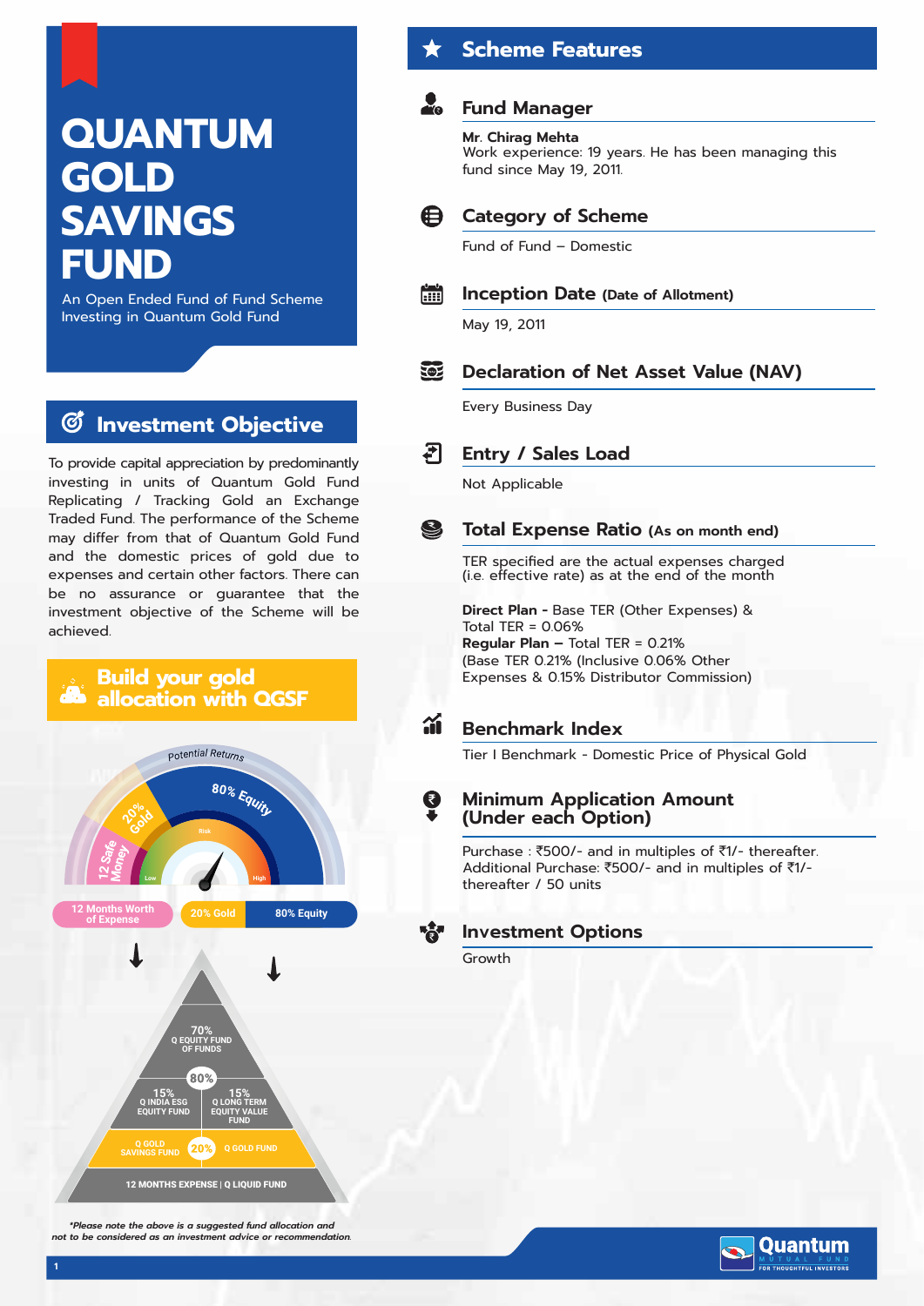# QUANTUM GOLD SAVINGS FUND

An Open Ended Fund of Fund Scheme Investing in Quantum Gold Fund

## Investment Objective

To provide capital appreciation by predominantly investing in units of Quantum Gold Fund Replicating / Tracking Gold an Exchange Traded Fund. The performance of the Scheme may differ from that of Quantum Gold Fund and the domestic prices of gold due to expenses and certain other factors. There can be no assurance or guarantee that the investment objective of the Scheme will be achieved.

## Build your gold allocation with QGSF

Potential Returns

80% Equity

20% Gold

12 Safe Money

Risk: Low – High

12 Months Worth of Expense | 20% Gold | 80% Equity

80%:
- 70% Q EQUITY FUND OF FUNDS
- 15% Q INDIA ESG EQUITY FUND
- 15% Q LONG TERM EQUITY VALUE FUND

20%:
- Q GOLD SAVINGS FUND
- Q GOLD FUND

12 MONTHS EXPENSE | Q LIQUID FUND

*\*Please note the above is a suggested fund allocation and not to be considered as an investment advice or recommendation.*

## Scheme Features

### Fund Manager

**Mr. Chirag Mehta**
Work experience: 19 years. He has been managing this fund since May 19, 2011.

### Category of Scheme

Fund of Fund – Domestic

### Inception Date (Date of Allotment)

May 19, 2011

### Declaration of Net Asset Value (NAV)

Every Business Day

### Entry / Sales Load

Not Applicable

### Total Expense Ratio (As on month end)

TER specified are the actual expenses charged (i.e. effective rate) as at the end of the month

**Direct Plan -** Base TER (Other Expenses) & Total TER = 0.06%
**Regular Plan –** Total TER = 0.21%
(Base TER 0.21% (Inclusive 0.06% Other Expenses & 0.15% Distributor Commission)

### Benchmark Index

Tier I Benchmark - Domestic Price of Physical Gold

### Minimum Application Amount (Under each Option)

Purchase : ₹500/- and in multiples of ₹1/- thereafter.
Additional Purchase: ₹500/- and in multiples of ₹1/- thereafter / 50 units

### Investment Options

Growth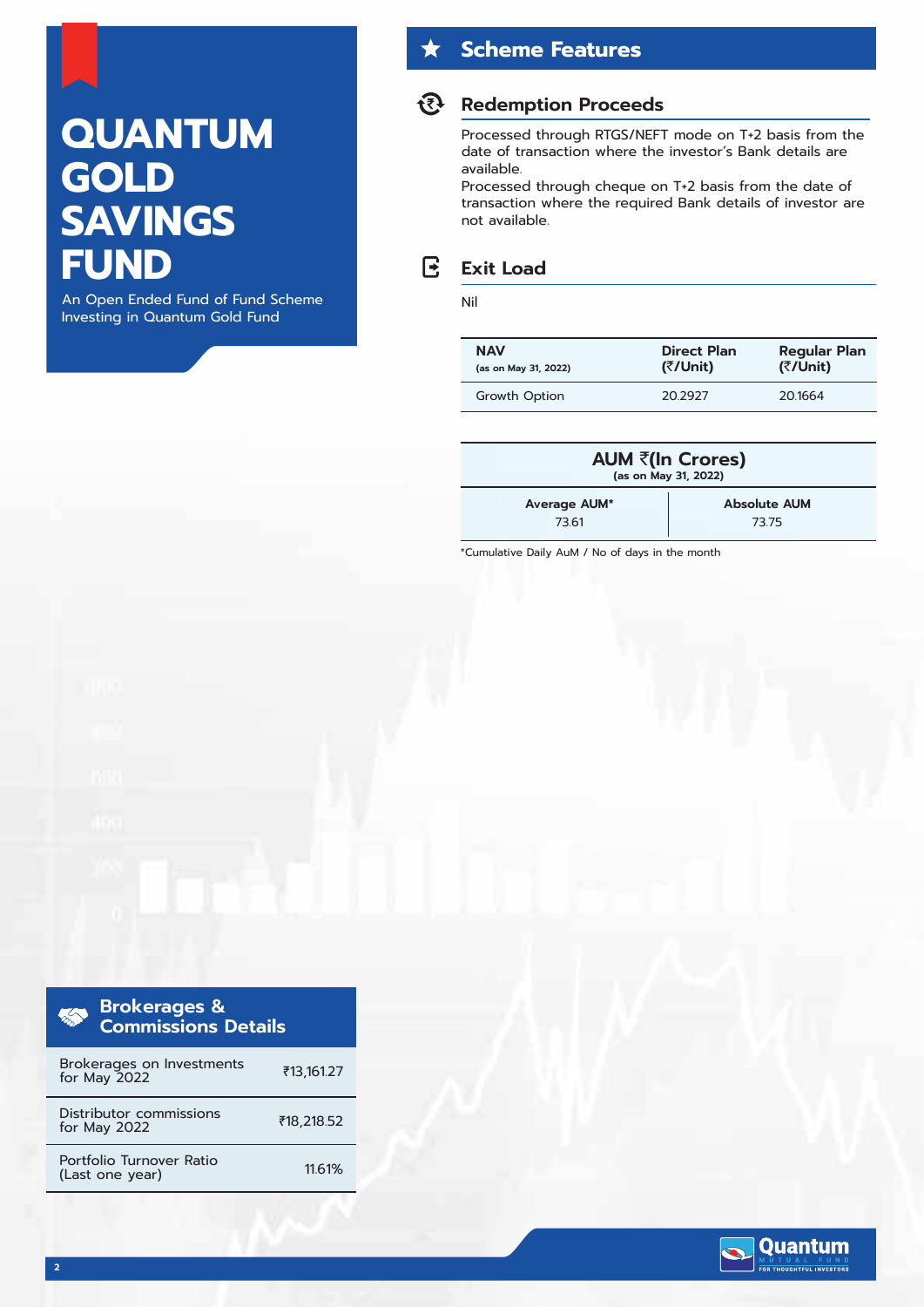# QUANTUM GOLD SAVINGS FUND

An Open Ended Fund of Fund Scheme Investing in Quantum Gold Fund

## Scheme Features

### Redemption Proceeds

Processed through RTGS/NEFT mode on T+2 basis from the date of transaction where the investor's Bank details are available.

Processed through cheque on T+2 basis from the date of transaction where the required Bank details of investor are not available.

### Exit Load

Nil

| NAV (as on May 31, 2022) | Direct Plan (₹/Unit) | Regular Plan (₹/Unit) |
|---|---|---|
| Growth Option | 20.2927 | 20.1664 |

| AUM ₹(In Crores) (as on May 31, 2022) | |
|---|---|
| Average AUM* | Absolute AUM |
| 73.61 | 73.75 |

*Cumulative Daily AuM / No of days in the month

## Brokerages & Commissions Details

| | |
|---|---|
| Brokerages on Investments for May 2022 | ₹13,161.27 |
| Distributor commissions for May 2022 | ₹18,218.52 |
| Portfolio Turnover Ratio (Last one year) | 11.61% |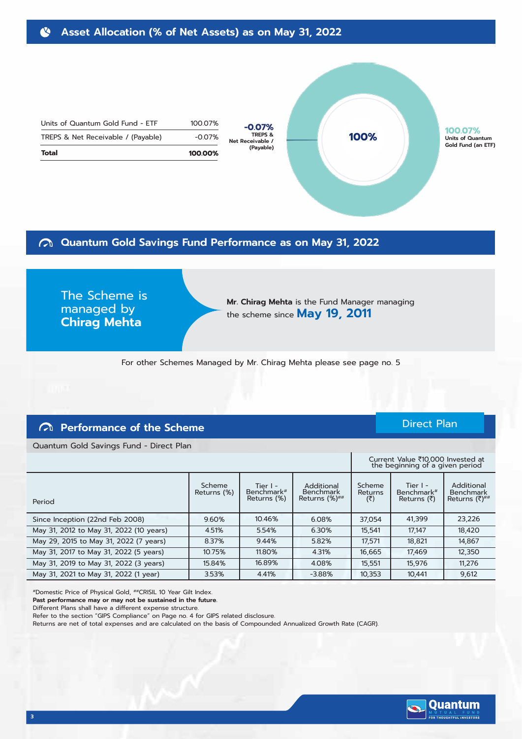## Asset Allocation (% of Net Assets) as on May 31, 2022

| | |
|---|---|
| Units of Quantum Gold Fund - ETF | 100.07% |
| TREPS & Net Receivable / (Payable) | -0.07% |
| **Total** | **100.00%** |

-0.07% TREPS & Net Receivable / (Payable)

100%

100.07% Units of Quantum Gold Fund (an ETF)

## Quantum Gold Savings Fund Performance as on May 31, 2022

The Scheme is managed by **Chirag Mehta**

Mr. **Chirag Mehta** is the Fund Manager managing the scheme since **May 19, 2011**

For other Schemes Managed by Mr. Chirag Mehta please see page no. 5

## Performance of the Scheme

Direct Plan

Quantum Gold Savings Fund - Direct Plan

| | | | | Current Value ₹10,000 Invested at the beginning of a given period | | |
|---|---|---|---|---|---|---|
| Period | Scheme Returns (%) | Tier I - Benchmark# Returns (%) | Additional Benchmark Returns (%)## | Scheme Returns (₹) | Tier I - Benchmark# Returns (₹) | Additional Benchmark Returns (₹)## |
| Since Inception (22nd Feb 2008) | 9.60% | 10.46% | 6.08% | 37,054 | 41,399 | 23,226 |
| May 31, 2012 to May 31, 2022 (10 years) | 4.51% | 5.54% | 6.30% | 15,541 | 17,147 | 18,420 |
| May 29, 2015 to May 31, 2022 (7 years) | 8.37% | 9.44% | 5.82% | 17,571 | 18,821 | 14,867 |
| May 31, 2017 to May 31, 2022 (5 years) | 10.75% | 11.80% | 4.31% | 16,665 | 17,469 | 12,350 |
| May 31, 2019 to May 31, 2022 (3 years) | 15.84% | 16.89% | 4.08% | 15,551 | 15,976 | 11,276 |
| May 31, 2021 to May 31, 2022 (1 year) | 3.53% | 4.41% | -3.88% | 10,353 | 10,441 | 9,612 |

#Domestic Price of Physical Gold, ##CRISIL 10 Year Gilt Index.
**Past performance may or may not be sustained in the future.**
Different Plans shall have a different expense structure.
Refer to the section "GIPS Compliance" on Page no. 4 for GIPS related disclosure.
Returns are net of total expenses and are calculated on the basis of Compounded Annualized Growth Rate (CAGR).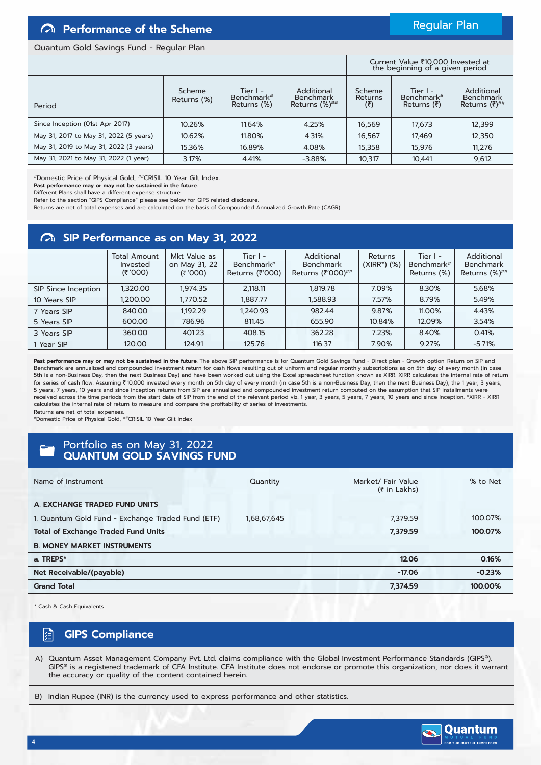## Performance of the Scheme

Regular Plan

Quantum Gold Savings Fund - Regular Plan

| Period | Scheme Returns (%) | Tier I - Benchmark# Returns (%) | Additional Benchmark Returns (%)## | Current Value ₹10,000 Invested at the beginning of a given period | | |
|---|---|---|---|---|---|---|
| | | | | Scheme Returns (₹) | Tier I - Benchmark# Returns (₹) | Additional Benchmark Returns (₹)## |
| Since Inception (01st Apr 2017) | 10.26% | 11.64% | 4.25% | 16,569 | 17,673 | 12,399 |
| May 31, 2017 to May 31, 2022 (5 years) | 10.62% | 11.80% | 4.31% | 16,567 | 17,469 | 12,350 |
| May 31, 2019 to May 31, 2022 (3 years) | 15.36% | 16.89% | 4.08% | 15,358 | 15,976 | 11,276 |
| May 31, 2021 to May 31, 2022 (1 year) | 3.17% | 4.41% | -3.88% | 10,317 | 10,441 | 9,612 |

#Domestic Price of Physical Gold, ##CRISIL 10 Year Gilt Index.
**Past performance may or may not be sustained in the future.**
Different Plans shall have a different expense structure.
Refer to the section "GIPS Compliance" please see below for GIPS related disclosure.
Returns are net of total expenses and are calculated on the basis of Compounded Annualized Growth Rate (CAGR).

## SIP Performance as on May 31, 2022

| | Total Amount Invested (₹'000) | Mkt Value as on May 31, 22 (₹'000) | Tier I - Benchmark# Returns (₹'000) | Additional Benchmark Returns (₹'000)## | Returns (XIRR*) (%) | Tier I - Benchmark# Returns (%) | Additional Benchmark Returns (%)## |
|---|---|---|---|---|---|---|---|
| SIP Since Inception | 1,320.00 | 1,974.35 | 2,118.11 | 1,819.78 | 7.09% | 8.30% | 5.68% |
| 10 Years SIP | 1,200.00 | 1,770.52 | 1,887.77 | 1,588.93 | 7.57% | 8.79% | 5.49% |
| 7 Years SIP | 840.00 | 1,192.29 | 1,240.93 | 982.44 | 9.87% | 11.00% | 4.43% |
| 5 Years SIP | 600.00 | 786.96 | 811.45 | 655.90 | 10.84% | 12.09% | 3.54% |
| 3 Years SIP | 360.00 | 401.23 | 408.15 | 362.28 | 7.23% | 8.40% | 0.41% |
| 1 Year SIP | 120.00 | 124.91 | 125.76 | 116.37 | 7.90% | 9.27% | -5.71% |

**Past performance may or may not be sustained in the future.** The above SIP performance is for Quantum Gold Savings Fund - Direct plan - Growth option. Return on SIP and Benchmark are annualized and compounded investment return for cash flows resulting out of uniform and regular monthly subscriptions as on 5th day of every month (in case 5th is a non-Business Day, then the next Business Day) and have been worked out using the Excel spreadsheet function known as XIRR. XIRR calculates the internal rate of return for series of cash flow. Assuming ₹ 10,000 invested every month on 5th day of every month (in case 5th is a non-Business Day, then the next Business Day), the 1 year, 3 years, 5 years, 7 years, 10 years and since inception returns from SIP are annualized and compounded investment return computed on the assumption that SIP installments were received across the time periods from the start date of SIP from the end of the relevant period viz. 1 year, 3 years, 5 years, 7 years, 10 years and since Inception. *XIRR - XIRR calculates the internal rate of return to measure and compare the profitability of series of investments.
Returns are net of total expenses.
#Domestic Price of Physical Gold, ##CRISIL 10 Year Gilt Index.

## Portfolio as on May 31, 2022 QUANTUM GOLD SAVINGS FUND

| Name of Instrument | Quantity | Market/ Fair Value (₹ in Lakhs) | % to Net |
|---|---|---|---|
| **A. EXCHANGE TRADED FUND UNITS** | | | |
| 1. Quantum Gold Fund - Exchange Traded Fund (ETF) | 1,68,67,645 | 7,379.59 | 100.07% |
| **Total of Exchange Traded Fund Units** | | **7,379.59** | **100.07%** |
| **B. MONEY MARKET INSTRUMENTS** | | | |
| **a. TREPS*** | | **12.06** | **0.16%** |
| **Net Receivable/(payable)** | | **-17.06** | **-0.23%** |
| **Grand Total** | | **7,374.59** | **100.00%** |

* Cash & Cash Equivalents

## GIPS Compliance

A) Quantum Asset Management Company Pvt. Ltd. claims compliance with the Global Investment Performance Standards (GIPS®). GIPS® is a registered trademark of CFA Institute. CFA Institute does not endorse or promote this organization, nor does it warrant the accuracy or quality of the content contained herein.

B) Indian Rupee (INR) is the currency used to express performance and other statistics.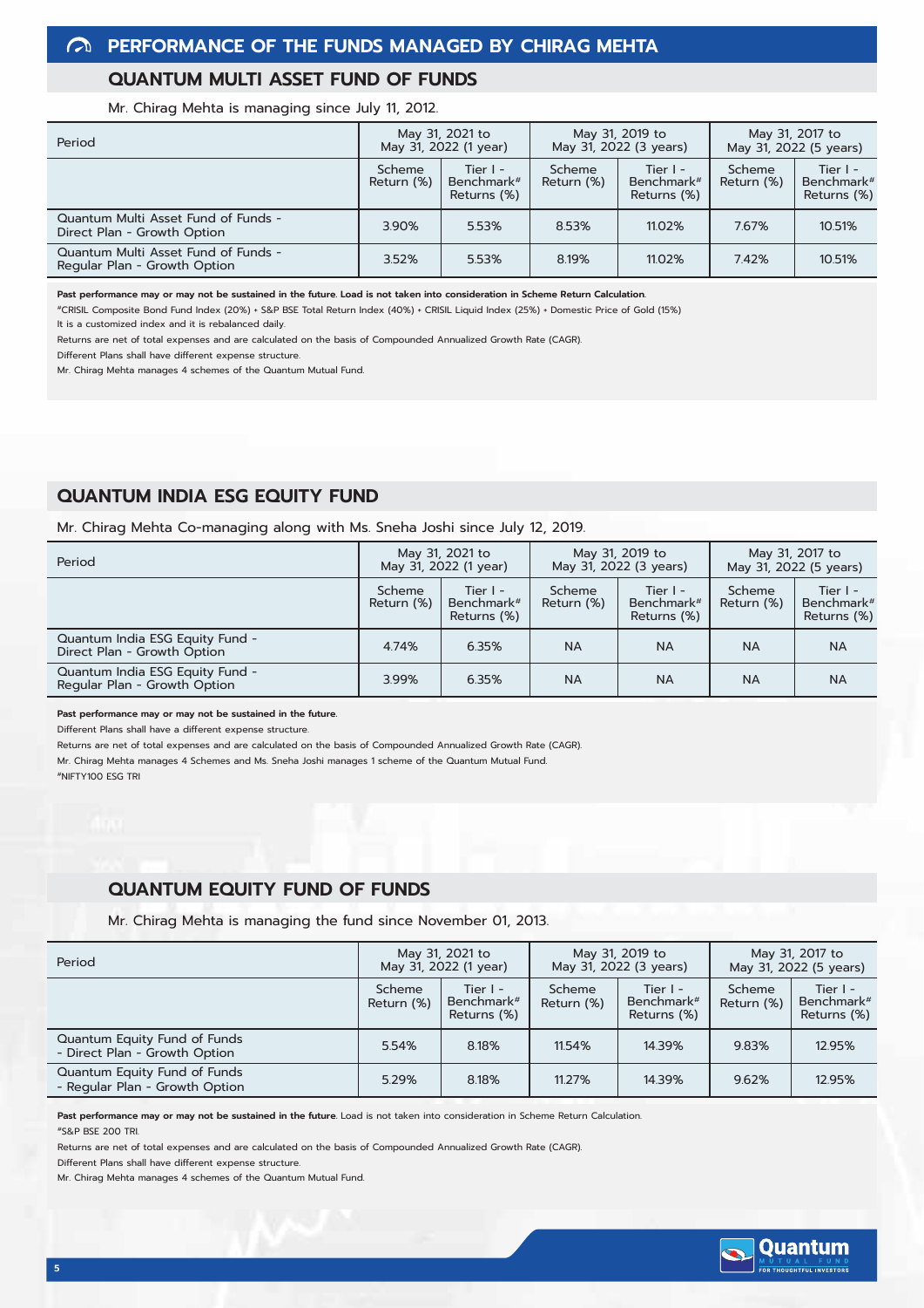# PERFORMANCE OF THE FUNDS MANAGED BY CHIRAG MEHTA

## QUANTUM MULTI ASSET FUND OF FUNDS

Mr. Chirag Mehta is managing since July 11, 2012.

| Period | May 31, 2021 to May 31, 2022 (1 year) | | May 31, 2019 to May 31, 2022 (3 years) | | May 31, 2017 to May 31, 2022 (5 years) | |
|---|---|---|---|---|---|---|
| | Scheme Return (%) | Tier I - Benchmark# Returns (%) | Scheme Return (%) | Tier I - Benchmark# Returns (%) | Scheme Return (%) | Tier I - Benchmark# Returns (%) |
| Quantum Multi Asset Fund of Funds - Direct Plan - Growth Option | 3.90% | 5.53% | 8.53% | 11.02% | 7.67% | 10.51% |
| Quantum Multi Asset Fund of Funds - Regular Plan - Growth Option | 3.52% | 5.53% | 8.19% | 11.02% | 7.42% | 10.51% |

**Past performance may or may not be sustained in the future. Load is not taken into consideration in Scheme Return Calculation.**

#CRISIL Composite Bond Fund Index (20%) + S&P BSE Total Return Index (40%) + CRISIL Liquid Index (25%) + Domestic Price of Gold (15%)

It is a customized index and it is rebalanced daily.

Returns are net of total expenses and are calculated on the basis of Compounded Annualized Growth Rate (CAGR).

Different Plans shall have different expense structure.

Mr. Chirag Mehta manages 4 schemes of the Quantum Mutual Fund.

## QUANTUM INDIA ESG EQUITY FUND

Mr. Chirag Mehta Co-managing along with Ms. Sneha Joshi since July 12, 2019.

| Period | May 31, 2021 to May 31, 2022 (1 year) | | May 31, 2019 to May 31, 2022 (3 years) | | May 31, 2017 to May 31, 2022 (5 years) | |
|---|---|---|---|---|---|---|
| | Scheme Return (%) | Tier I - Benchmark# Returns (%) | Scheme Return (%) | Tier I - Benchmark# Returns (%) | Scheme Return (%) | Tier I - Benchmark# Returns (%) |
| Quantum India ESG Equity Fund - Direct Plan - Growth Option | 4.74% | 6.35% | NA | NA | NA | NA |
| Quantum India ESG Equity Fund - Regular Plan - Growth Option | 3.99% | 6.35% | NA | NA | NA | NA |

**Past performance may or may not be sustained in the future.**

Different Plans shall have a different expense structure.

Returns are net of total expenses and are calculated on the basis of Compounded Annualized Growth Rate (CAGR).

Mr. Chirag Mehta manages 4 Schemes and Ms. Sneha Joshi manages 1 scheme of the Quantum Mutual Fund.

#NIFTY100 ESG TRI

## QUANTUM EQUITY FUND OF FUNDS

Mr. Chirag Mehta is managing the fund since November 01, 2013.

| Period | May 31, 2021 to May 31, 2022 (1 year) | | May 31, 2019 to May 31, 2022 (3 years) | | May 31, 2017 to May 31, 2022 (5 years) | |
|---|---|---|---|---|---|---|
| | Scheme Return (%) | Tier I - Benchmark# Returns (%) | Scheme Return (%) | Tier I - Benchmark# Returns (%) | Scheme Return (%) | Tier I - Benchmark# Returns (%) |
| Quantum Equity Fund of Funds - Direct Plan - Growth Option | 5.54% | 8.18% | 11.54% | 14.39% | 9.83% | 12.95% |
| Quantum Equity Fund of Funds - Regular Plan - Growth Option | 5.29% | 8.18% | 11.27% | 14.39% | 9.62% | 12.95% |

**Past performance may or may not be sustained in the future**. Load is not taken into consideration in Scheme Return Calculation.

#S&P BSE 200 TRI.

Returns are net of total expenses and are calculated on the basis of Compounded Annualized Growth Rate (CAGR).

Different Plans shall have different expense structure.

Mr. Chirag Mehta manages 4 schemes of the Quantum Mutual Fund.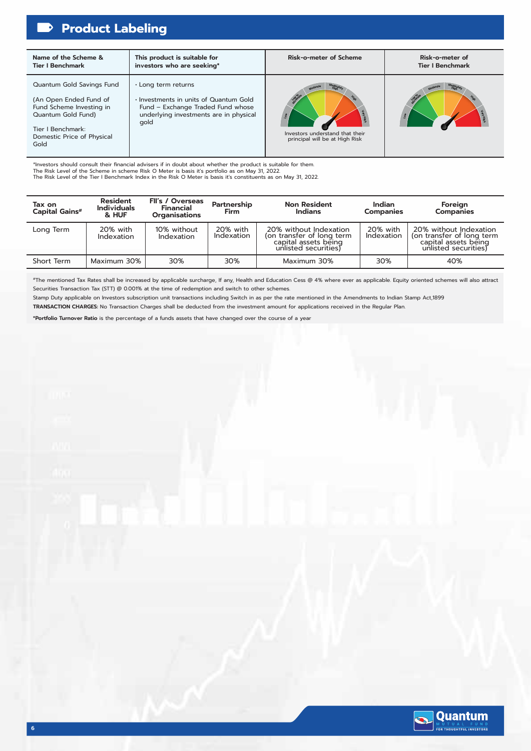# Product Labeling

| Name of the Scheme & Tier I Benchmark | This product is suitable for investors who are seeking* | Risk-o-meter of Scheme | Risk-o-meter of Tier I Benchmark |
|---|---|---|---|
| Quantum Gold Savings Fund<br><br>(An Open Ended Fund of Fund Scheme Investing in Quantum Gold Fund)<br><br>Tier I Benchmark: Domestic Price of Physical Gold | • Long term returns<br><br>• Investments in units of Quantum Gold Fund – Exchange Traded Fund whose underlying investments are in physical gold | Low, Low to Moderate, Moderate, Moderately High, High, Very High<br><br>Investors understand that their principal will be at High Risk | Low, Low to Moderate, Moderate, Moderately High, High, Very High |

*Investors should consult their financial advisers if in doubt about whether the product is suitable for them.
The Risk Level of the Scheme in scheme Risk O Meter is basis it's portfolio as on May 31, 2022.
The Risk Level of the Tier I Benchmark Index in the Risk O Meter is basis it's constituents as on May 31, 2022.

| Tax on Capital Gains# | Resident Individuals & HUF | FII's / Overseas Financial Organisations | Partnership Firm | Non Resident Indians | Indian Companies | Foreign Companies |
|---|---|---|---|---|---|---|
| Long Term | 20% with Indexation | 10% without Indexation | 20% with Indexation | 20% without Indexation (on transfer of long term capital assets being unlisted securities) | 20% with Indexation | 20% without Indexation (on transfer of long term capital assets being unlisted securities) |
| Short Term | Maximum 30% | 30% | 30% | Maximum 30% | 30% | 40% |

#The mentioned Tax Rates shall be increased by applicable surcharge, If any, Health and Education Cess @ 4% where ever as applicable. Equity oriented schemes will also attract Securities Transaction Tax (STT) @ 0.001% at the time of redemption and switch to other schemes.

Stamp Duty applicable on Investors subscription unit transactions including Switch in as per the rate mentioned in the Amendments to Indian Stamp Act,1899

**TRANSACTION CHARGES:** No Transaction Charges shall be deducted from the investment amount for applications received in the Regular Plan.

***Portfolio Turnover Ratio** is the percentage of a funds assets that have changed over the course of a year